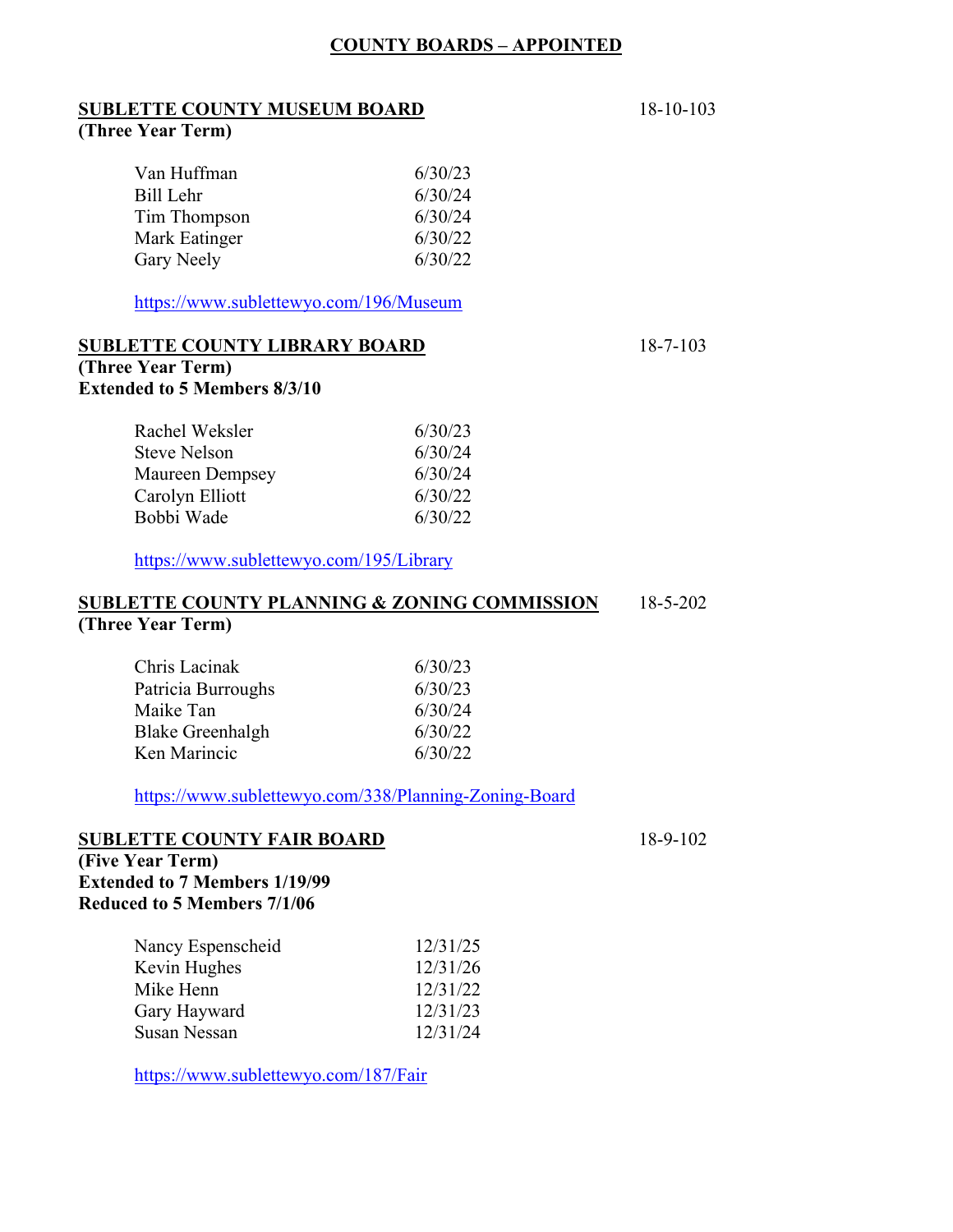# COUNTY BOARDS – APPOINTED

## SUBLETTE COUNTY MUSEUM BOARD

18-10-103

**(Three Year Term)**

| | |
|---|---|
| Van Huffman | 6/30/23 |
| Bill Lehr | 6/30/24 |
| Tim Thompson | 6/30/24 |
| Mark Eatinger | 6/30/22 |
| Gary Neely | 6/30/22 |

https://www.sublettewyo.com/196/Museum

## SUBLETTE COUNTY LIBRARY BOARD

18-7-103

**(Three Year Term)**
**Extended to 5 Members 8/3/10**

| | |
|---|---|
| Rachel Weksler | 6/30/23 |
| Steve Nelson | 6/30/24 |
| Maureen Dempsey | 6/30/24 |
| Carolyn Elliott | 6/30/22 |
| Bobbi Wade | 6/30/22 |

https://www.sublettewyo.com/195/Library

## SUBLETTE COUNTY PLANNING & ZONING COMMISSION

18-5-202

**(Three Year Term)**

| | |
|---|---|
| Chris Lacinak | 6/30/23 |
| Patricia Burroughs | 6/30/23 |
| Maike Tan | 6/30/24 |
| Blake Greenhalgh | 6/30/22 |
| Ken Marincic | 6/30/22 |

https://www.sublettewyo.com/338/Planning-Zoning-Board

## SUBLETTE COUNTY FAIR BOARD

18-9-102

**(Five Year Term)**
**Extended to 7 Members 1/19/99**
**Reduced to 5 Members 7/1/06**

| | |
|---|---|
| Nancy Espenscheid | 12/31/25 |
| Kevin Hughes | 12/31/26 |
| Mike Henn | 12/31/22 |
| Gary Hayward | 12/31/23 |
| Susan Nessan | 12/31/24 |

https://www.sublettewyo.com/187/Fair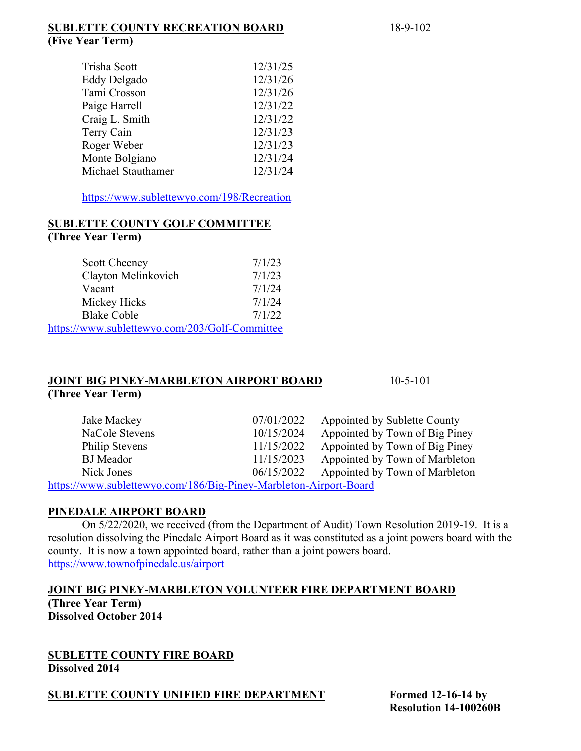**SUBLETTE COUNTY RECREATION BOARD** 18-9-102
**(Five Year Term)**

| | |
|---|---|
| Trisha Scott | 12/31/25 |
| Eddy Delgado | 12/31/26 |
| Tami Crosson | 12/31/26 |
| Paige Harrell | 12/31/22 |
| Craig L. Smith | 12/31/22 |
| Terry Cain | 12/31/23 |
| Roger Weber | 12/31/23 |
| Monte Bolgiano | 12/31/24 |
| Michael Stauthamer | 12/31/24 |

https://www.sublettewyo.com/198/Recreation

**SUBLETTE COUNTY GOLF COMMITTEE**
**(Three Year Term)**

| | |
|---|---|
| Scott Cheeney | 7/1/23 |
| Clayton Melinkovich | 7/1/23 |
| Vacant | 7/1/24 |
| Mickey Hicks | 7/1/24 |
| Blake Coble | 7/1/22 |

https://www.sublettewyo.com/203/Golf-Committee

**JOINT BIG PINEY-MARBLETON AIRPORT BOARD** 10-5-101
**(Three Year Term)**

| | | |
|---|---|---|
| Jake Mackey | 07/01/2022 | Appointed by Sublette County |
| NaCole Stevens | 10/15/2024 | Appointed by Town of Big Piney |
| Philip Stevens | 11/15/2022 | Appointed by Town of Big Piney |
| BJ Meador | 11/15/2023 | Appointed by Town of Marbleton |
| Nick Jones | 06/15/2022 | Appointed by Town of Marbleton |

https://www.sublettewyo.com/186/Big-Piney-Marbleton-Airport-Board

**PINEDALE AIRPORT BOARD**

On 5/22/2020, we received (from the Department of Audit) Town Resolution 2019-19. It is a resolution dissolving the Pinedale Airport Board as it was constituted as a joint powers board with the county. It is now a town appointed board, rather than a joint powers board.
https://www.townofpinedale.us/airport

**JOINT BIG PINEY-MARBLETON VOLUNTEER FIRE DEPARTMENT BOARD**
**(Three Year Term)**
**Dissolved October 2014**

**SUBLETTE COUNTY FIRE BOARD**
**Dissolved 2014**

**SUBLETTE COUNTY UNIFIED FIRE DEPARTMENT** **Formed 12-16-14 by Resolution 14-100260B**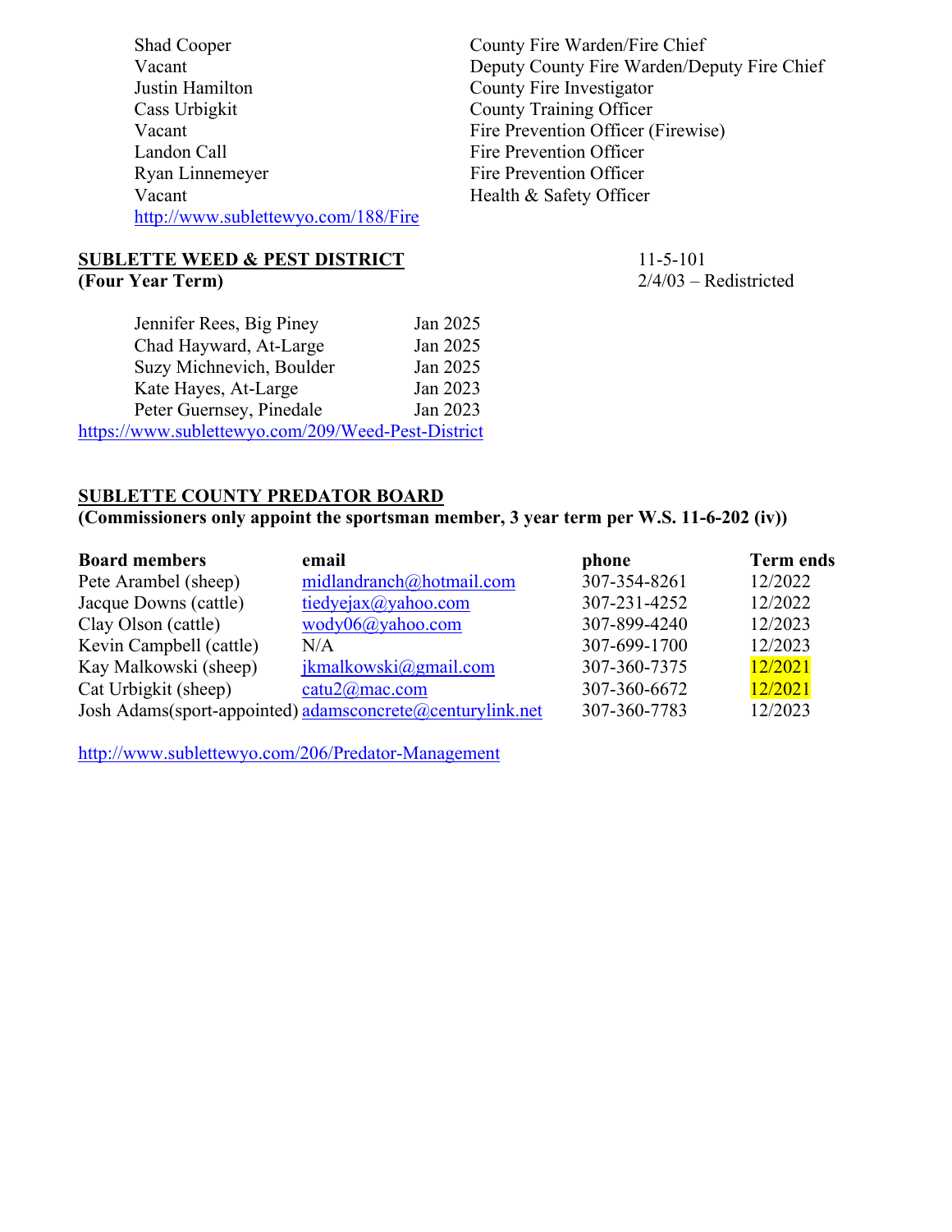| | |
|---|---|
| Shad Cooper | County Fire Warden/Fire Chief |
| Vacant | Deputy County Fire Warden/Deputy Fire Chief |
| Justin Hamilton | County Fire Investigator |
| Cass Urbigkit | County Training Officer |
| Vacant | Fire Prevention Officer (Firewise) |
| Landon Call | Fire Prevention Officer |
| Ryan Linnemeyer | Fire Prevention Officer |
| Vacant | Health & Safety Officer |

http://www.sublettewyo.com/188/Fire

**SUBLETTE WEED & PEST DISTRICT**
**(Four Year Term)**

11-5-101
2/4/03 – Redistricted

| | |
|---|---|
| Jennifer Rees, Big Piney | Jan 2025 |
| Chad Hayward, At-Large | Jan 2025 |
| Suzy Michnevich, Boulder | Jan 2025 |
| Kate Hayes, At-Large | Jan 2023 |
| Peter Guernsey, Pinedale | Jan 2023 |

https://www.sublettewyo.com/209/Weed-Pest-District

**SUBLETTE COUNTY PREDATOR BOARD**
**(Commissioners only appoint the sportsman member, 3 year term per W.S. 11-6-202 (iv))**

| Board members | email | phone | Term ends |
|---|---|---|---|
| Pete Arambel (sheep) | midlandranch@hotmail.com | 307-354-8261 | 12/2022 |
| Jacque Downs (cattle) | tiedyejax@yahoo.com | 307-231-4252 | 12/2022 |
| Clay Olson (cattle) | wody06@yahoo.com | 307-899-4240 | 12/2023 |
| Kevin Campbell (cattle) | N/A | 307-699-1700 | 12/2023 |
| Kay Malkowski (sheep) | jkmalkowski@gmail.com | 307-360-7375 | 12/2021 |
| Cat Urbigkit (sheep) | catu2@mac.com | 307-360-6672 | 12/2021 |
| Josh Adams(sport-appointed) | adamsconcrete@centurylink.net | 307-360-7783 | 12/2023 |

http://www.sublettewyo.com/206/Predator-Management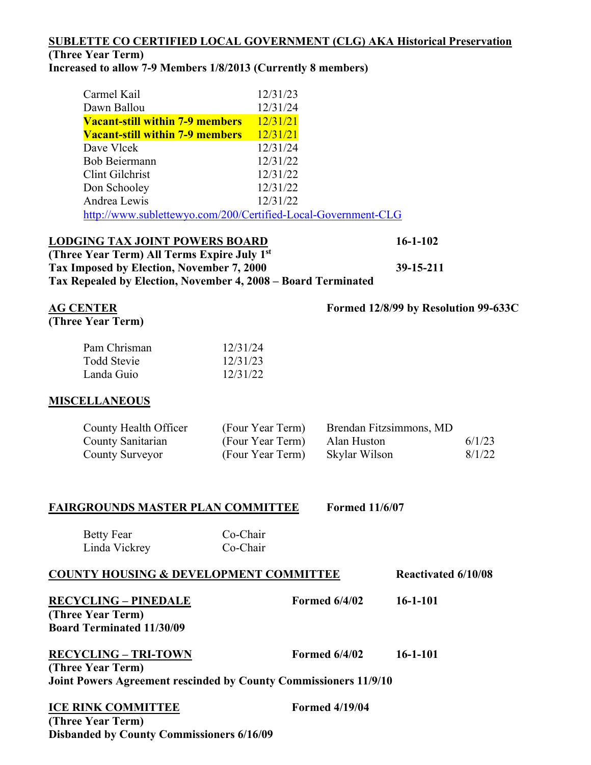**<u>SUBLETTE CO CERTIFIED LOCAL GOVERNMENT (CLG) AKA Historical Preservation</u>**
**(Three Year Term)**
**Increased to allow 7-9 Members 1/8/2013 (Currently 8 members)**

| | |
|---|---|
| Carmel Kail | 12/31/23 |
| Dawn Ballou | 12/31/24 |
| **Vacant-still within 7-9 members** | 12/31/21 |
| **Vacant-still within 7-9 members** | 12/31/21 |
| Dave Vlcek | 12/31/24 |
| Bob Beiermann | 12/31/22 |
| Clint Gilchrist | 12/31/22 |
| Don Schooley | 12/31/22 |
| Andrea Lewis | 12/31/22 |

http://www.sublettewyo.com/200/Certified-Local-Government-CLG

**<u>LODGING TAX JOINT POWERS BOARD</u>** **16-1-102**
**(Three Year Term) All Terms Expire July 1st**
**Tax Imposed by Election, November 7, 2000** **39-15-211**
**Tax Repealed by Election, November 4, 2008 – Board Terminated**

**<u>AG CENTER</u>** **Formed 12/8/99 by Resolution 99-633C**
**(Three Year Term)**

| | |
|---|---|
| Pam Chrisman | 12/31/24 |
| Todd Stevie | 12/31/23 |
| Landa Guio | 12/31/22 |

**<u>MISCELLANEOUS</u>**

| | | | |
|---|---|---|---|
| County Health Officer | (Four Year Term) | Brendan Fitzsimmons, MD | |
| County Sanitarian | (Four Year Term) | Alan Huston | 6/1/23 |
| County Surveyor | (Four Year Term) | Skylar Wilson | 8/1/22 |

**<u>FAIRGROUNDS MASTER PLAN COMMITTEE</u>** **Formed 11/6/07**

| | |
|---|---|
| Betty Fear | Co-Chair |
| Linda Vickrey | Co-Chair |

**<u>COUNTY HOUSING & DEVELOPMENT COMMITTEE</u>** **Reactivated 6/10/08**

**<u>RECYCLING – PINEDALE</u>** **Formed 6/4/02** **16-1-101**
**(Three Year Term)**
**Board Terminated 11/30/09**

**<u>RECYCLING – TRI-TOWN</u>** **Formed 6/4/02** **16-1-101**
**(Three Year Term)**
**Joint Powers Agreement rescinded by County Commissioners 11/9/10**

**<u>ICE RINK COMMITTEE</u>** **Formed 4/19/04**
**(Three Year Term)**
**Disbanded by County Commissioners 6/16/09**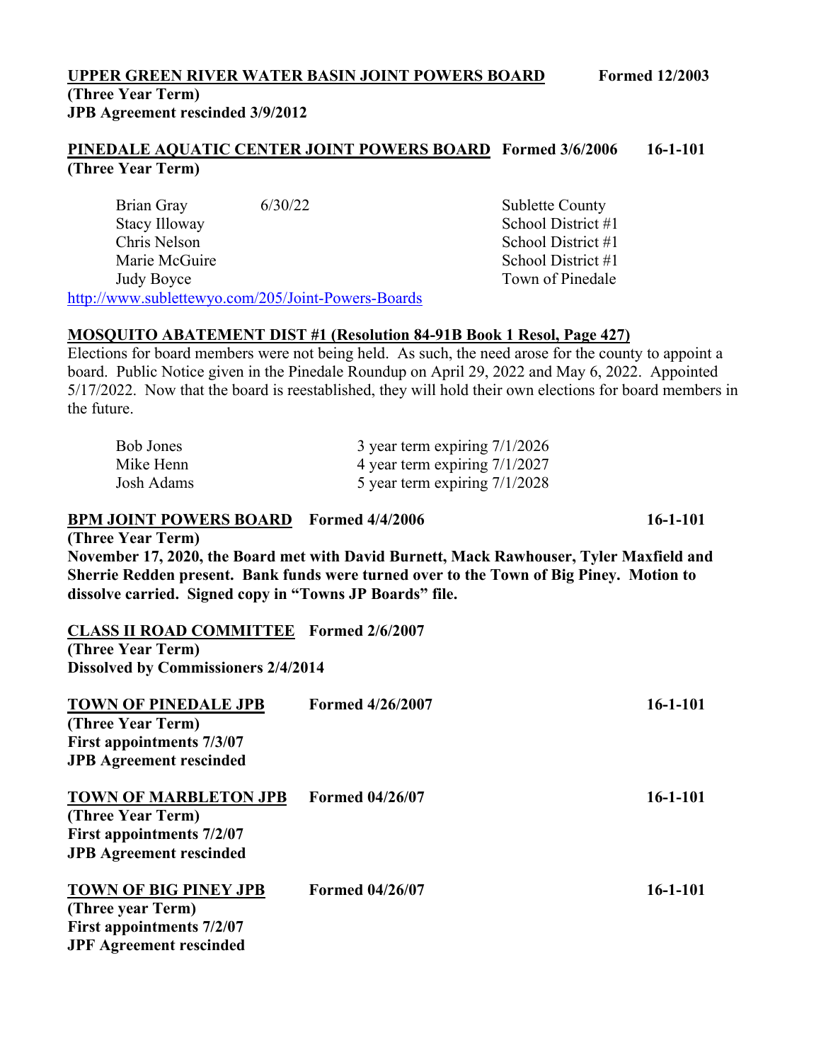**UPPER GREEN RIVER WATER BASIN JOINT POWERS BOARD** **Formed 12/2003**
**(Three Year Term)**
**JPB Agreement rescinded 3/9/2012**

**PINEDALE AQUATIC CENTER JOINT POWERS BOARD** **Formed 3/6/2006** **16-1-101**
**(Three Year Term)**

| | | |
|---|---|---|
| Brian Gray | 6/30/22 | Sublette County |
| Stacy Illoway | | School District #1 |
| Chris Nelson | | School District #1 |
| Marie McGuire | | School District #1 |
| Judy Boyce | | Town of Pinedale |

http://www.sublettewyo.com/205/Joint-Powers-Boards

**MOSQUITO ABATEMENT DIST #1 (Resolution 84-91B Book 1 Resol, Page 427)**
Elections for board members were not being held. As such, the need arose for the county to appoint a board. Public Notice given in the Pinedale Roundup on April 29, 2022 and May 6, 2022. Appointed 5/17/2022. Now that the board is reestablished, they will hold their own elections for board members in the future.

| | |
|---|---|
| Bob Jones | 3 year term expiring 7/1/2026 |
| Mike Henn | 4 year term expiring 7/1/2027 |
| Josh Adams | 5 year term expiring 7/1/2028 |

**BPM JOINT POWERS BOARD** **Formed 4/4/2006** **16-1-101**
**(Three Year Term)**
**November 17, 2020, the Board met with David Burnett, Mack Rawhouser, Tyler Maxfield and Sherrie Redden present. Bank funds were turned over to the Town of Big Piney. Motion to dissolve carried. Signed copy in "Towns JP Boards" file.**

**CLASS II ROAD COMMITTEE** **Formed 2/6/2007**
**(Three Year Term)**
**Dissolved by Commissioners 2/4/2014**

**TOWN OF PINEDALE JPB** **Formed 4/26/2007** **16-1-101**
**(Three Year Term)**
**First appointments 7/3/07**
**JPB Agreement rescinded**

**TOWN OF MARBLETON JPB** **Formed 04/26/07** **16-1-101**
**(Three Year Term)**
**First appointments 7/2/07**
**JPB Agreement rescinded**

**TOWN OF BIG PINEY JPB** **Formed 04/26/07** **16-1-101**
**(Three year Term)**
**First appointments 7/2/07**
**JPF Agreement rescinded**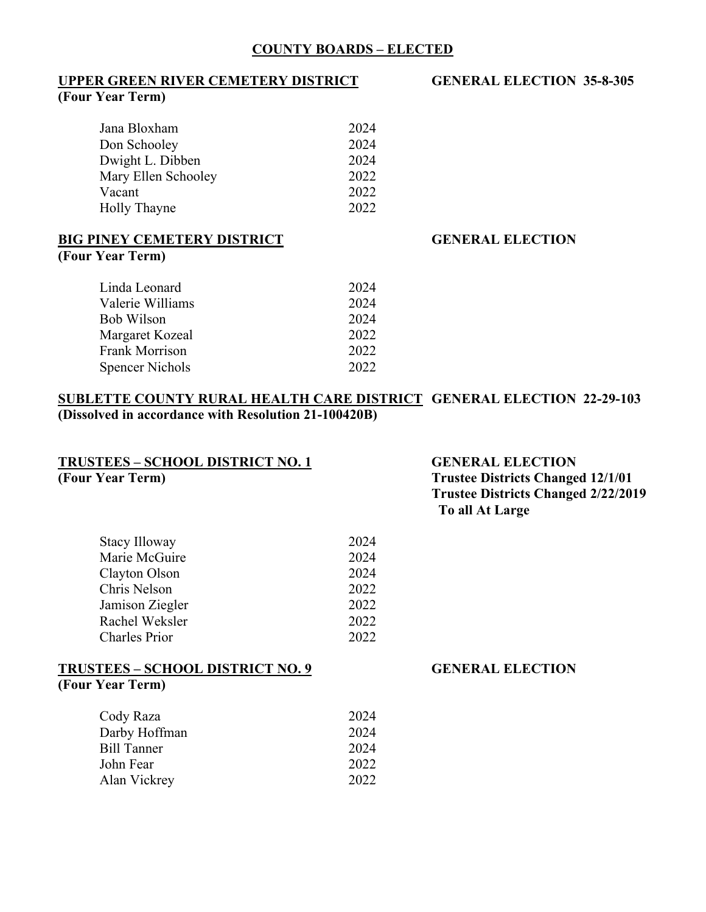## COUNTY BOARDS – ELECTED

### UPPER GREEN RIVER CEMETERY DISTRICT

**(Four Year Term)**

**GENERAL ELECTION 35-8-305**

| | |
|---|---|
| Jana Bloxham | 2024 |
| Don Schooley | 2024 |
| Dwight L. Dibben | 2024 |
| Mary Ellen Schooley | 2022 |
| Vacant | 2022 |
| Holly Thayne | 2022 |

### BIG PINEY CEMETERY DISTRICT

**(Four Year Term)**

**GENERAL ELECTION**

| | |
|---|---|
| Linda Leonard | 2024 |
| Valerie Williams | 2024 |
| Bob Wilson | 2024 |
| Margaret Kozeal | 2022 |
| Frank Morrison | 2022 |
| Spencer Nichols | 2022 |

### SUBLETTE COUNTY RURAL HEALTH CARE DISTRICT

**GENERAL ELECTION 22-29-103**

**(Dissolved in accordance with Resolution 21-100420B)**

### TRUSTEES – SCHOOL DISTRICT NO. 1

**(Four Year Term)**

**GENERAL ELECTION**
**Trustee Districts Changed 12/1/01**
**Trustee Districts Changed 2/22/2019 To all At Large**

| | |
|---|---|
| Stacy Illoway | 2024 |
| Marie McGuire | 2024 |
| Clayton Olson | 2024 |
| Chris Nelson | 2022 |
| Jamison Ziegler | 2022 |
| Rachel Weksler | 2022 |
| Charles Prior | 2022 |

### TRUSTEES – SCHOOL DISTRICT NO. 9

**(Four Year Term)**

**GENERAL ELECTION**

| | |
|---|---|
| Cody Raza | 2024 |
| Darby Hoffman | 2024 |
| Bill Tanner | 2024 |
| John Fear | 2022 |
| Alan Vickrey | 2022 |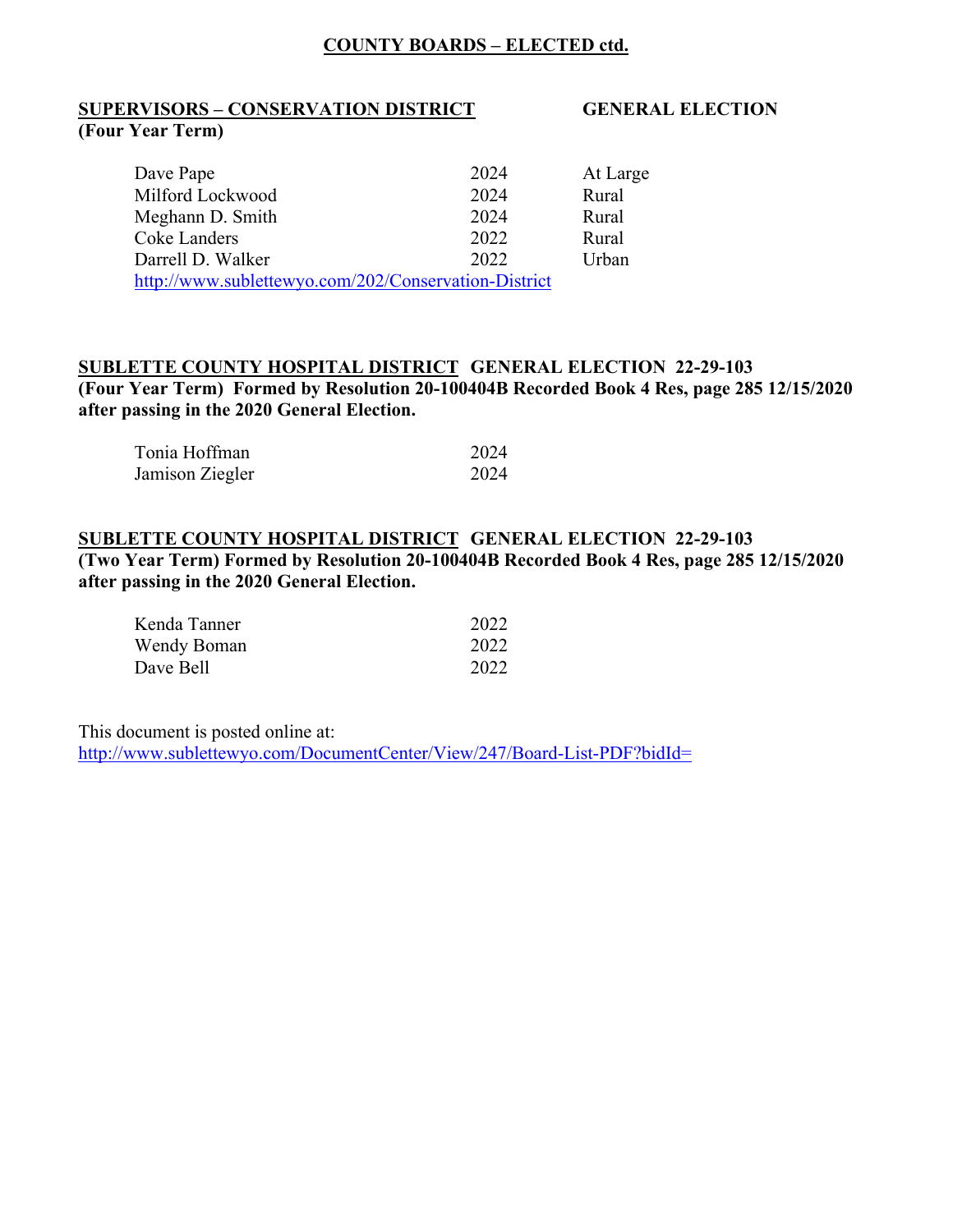## COUNTY BOARDS – ELECTED ctd.

**SUPERVISORS – CONSERVATION DISTRICT** **GENERAL ELECTION**
**(Four Year Term)**

| | | |
|---|---|---|
| Dave Pape | 2024 | At Large |
| Milford Lockwood | 2024 | Rural |
| Meghann D. Smith | 2024 | Rural |
| Coke Landers | 2022 | Rural |
| Darrell D. Walker | 2022 | Urban |

http://www.sublettewyo.com/202/Conservation-District

**SUBLETTE COUNTY HOSPITAL DISTRICT** **GENERAL ELECTION 22-29-103**
**(Four Year Term) Formed by Resolution 20-100404B Recorded Book 4 Res, page 285 12/15/2020 after passing in the 2020 General Election.**

| | |
|---|---|
| Tonia Hoffman | 2024 |
| Jamison Ziegler | 2024 |

**SUBLETTE COUNTY HOSPITAL DISTRICT** **GENERAL ELECTION 22-29-103**
**(Two Year Term) Formed by Resolution 20-100404B Recorded Book 4 Res, page 285 12/15/2020 after passing in the 2020 General Election.**

| | |
|---|---|
| Kenda Tanner | 2022 |
| Wendy Boman | 2022 |
| Dave Bell | 2022 |

This document is posted online at:
http://www.sublettewyo.com/DocumentCenter/View/247/Board-List-PDF?bidId=